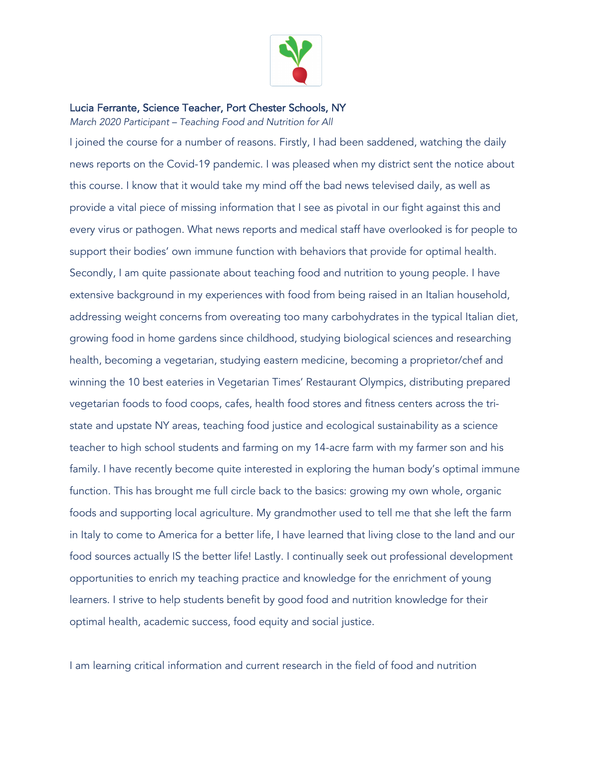**Lucia Ferrante, Science Teacher, Port Chester Schools, NY**

*March 2020 Participant – Teaching Food and Nutrition for All*

I joined the course for a number of reasons. Firstly, I had been saddened, watching the daily news reports on the Covid-19 pandemic. I was pleased when my district sent the notice about this course. I know that it would take my mind off the bad news televised daily, as well as provide a vital piece of missing information that I see as pivotal in our fight against this and every virus or pathogen. What news reports and medical staff have overlooked is for people to support their bodies' own immune function with behaviors that provide for optimal health. Secondly, I am quite passionate about teaching food and nutrition to young people. I have extensive background in my experiences with food from being raised in an Italian household, addressing weight concerns from overeating too many carbohydrates in the typical Italian diet, growing food in home gardens since childhood, studying biological sciences and researching health, becoming a vegetarian, studying eastern medicine, becoming a proprietor/chef and winning the 10 best eateries in Vegetarian Times' Restaurant Olympics, distributing prepared vegetarian foods to food coops, cafes, health food stores and fitness centers across the tri-state and upstate NY areas, teaching food justice and ecological sustainability as a science teacher to high school students and farming on my 14-acre farm with my farmer son and his family. I have recently become quite interested in exploring the human body's optimal immune function. This has brought me full circle back to the basics: growing my own whole, organic foods and supporting local agriculture. My grandmother used to tell me that she left the farm in Italy to come to America for a better life, I have learned that living close to the land and our food sources actually IS the better life! Lastly. I continually seek out professional development opportunities to enrich my teaching practice and knowledge for the enrichment of young learners. I strive to help students benefit by good food and nutrition knowledge for their optimal health, academic success, food equity and social justice.

I am learning critical information and current research in the field of food and nutrition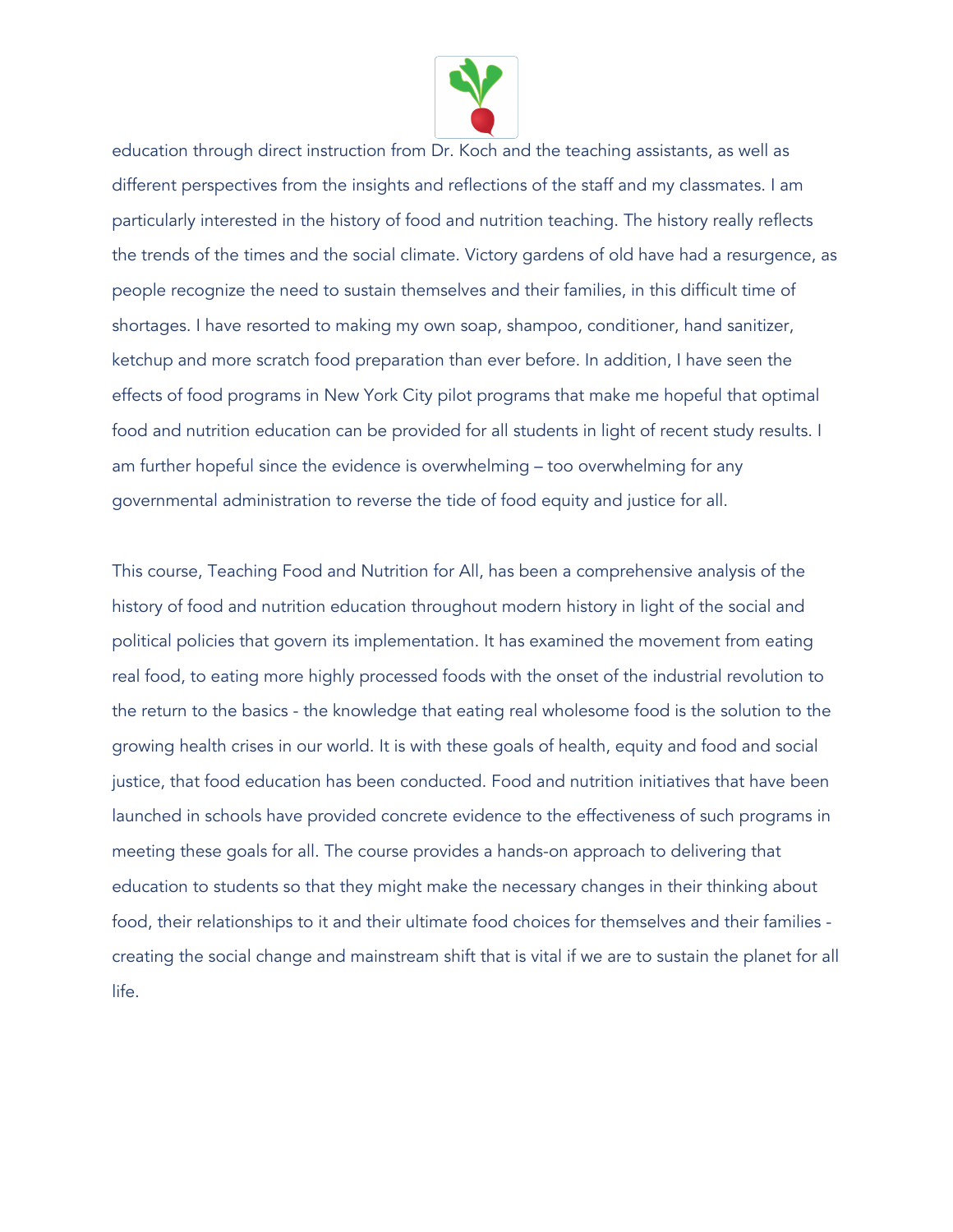education through direct instruction from Dr. Koch and the teaching assistants, as well as different perspectives from the insights and reflections of the staff and my classmates. I am particularly interested in the history of food and nutrition teaching. The history really reflects the trends of the times and the social climate. Victory gardens of old have had a resurgence, as people recognize the need to sustain themselves and their families, in this difficult time of shortages. I have resorted to making my own soap, shampoo, conditioner, hand sanitizer, ketchup and more scratch food preparation than ever before. In addition, I have seen the effects of food programs in New York City pilot programs that make me hopeful that optimal food and nutrition education can be provided for all students in light of recent study results. I am further hopeful since the evidence is overwhelming – too overwhelming for any governmental administration to reverse the tide of food equity and justice for all.

This course, Teaching Food and Nutrition for All, has been a comprehensive analysis of the history of food and nutrition education throughout modern history in light of the social and political policies that govern its implementation. It has examined the movement from eating real food, to eating more highly processed foods with the onset of the industrial revolution to the return to the basics - the knowledge that eating real wholesome food is the solution to the growing health crises in our world. It is with these goals of health, equity and food and social justice, that food education has been conducted. Food and nutrition initiatives that have been launched in schools have provided concrete evidence to the effectiveness of such programs in meeting these goals for all. The course provides a hands-on approach to delivering that education to students so that they might make the necessary changes in their thinking about food, their relationships to it and their ultimate food choices for themselves and their families - creating the social change and mainstream shift that is vital if we are to sustain the planet for all life.